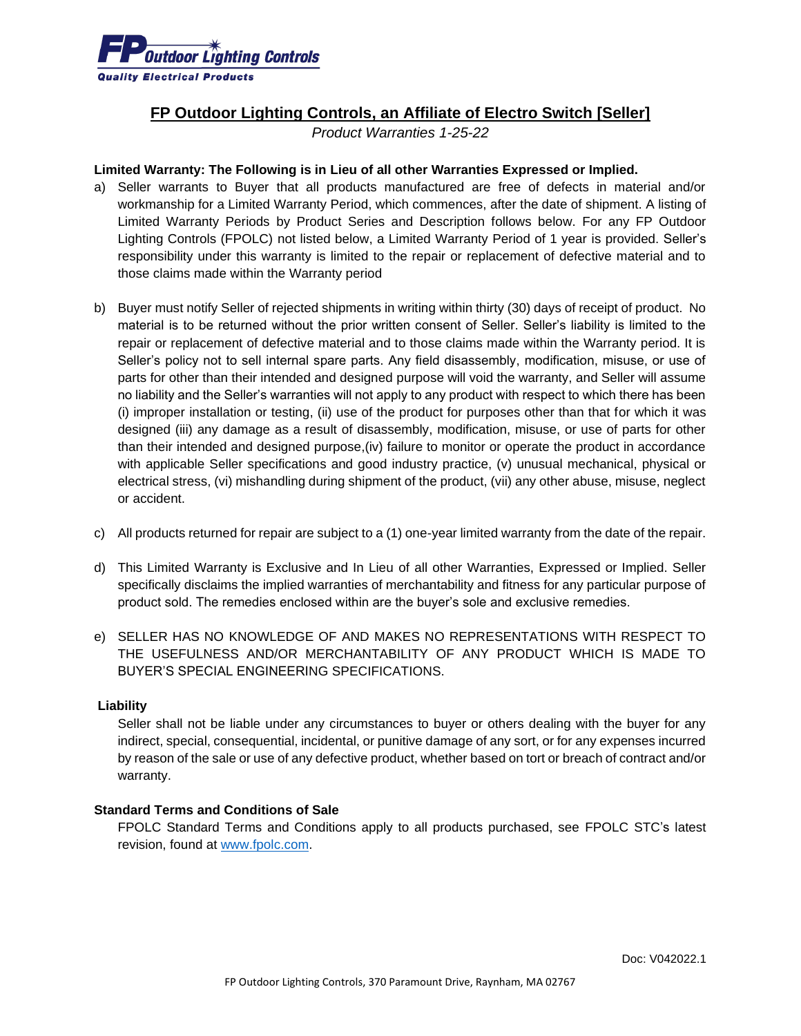FP Outdoor Lighting Controls
Quality Electrical Products

# FP Outdoor Lighting Controls, an Affiliate of Electro Switch [Seller]

*Product Warranties 1-25-22*

**Limited Warranty: The Following is in Lieu of all other Warranties Expressed or Implied.**

a) Seller warrants to Buyer that all products manufactured are free of defects in material and/or workmanship for a Limited Warranty Period, which commences, after the date of shipment. A listing of Limited Warranty Periods by Product Series and Description follows below. For any FP Outdoor Lighting Controls (FPOLC) not listed below, a Limited Warranty Period of 1 year is provided. Seller's responsibility under this warranty is limited to the repair or replacement of defective material and to those claims made within the Warranty period

b) Buyer must notify Seller of rejected shipments in writing within thirty (30) days of receipt of product. No material is to be returned without the prior written consent of Seller. Seller's liability is limited to the repair or replacement of defective material and to those claims made within the Warranty period. It is Seller's policy not to sell internal spare parts. Any field disassembly, modification, misuse, or use of parts for other than their intended and designed purpose will void the warranty, and Seller will assume no liability and the Seller's warranties will not apply to any product with respect to which there has been (i) improper installation or testing, (ii) use of the product for purposes other than that for which it was designed (iii) any damage as a result of disassembly, modification, misuse, or use of parts for other than their intended and designed purpose,(iv) failure to monitor or operate the product in accordance with applicable Seller specifications and good industry practice, (v) unusual mechanical, physical or electrical stress, (vi) mishandling during shipment of the product, (vii) any other abuse, misuse, neglect or accident.

c) All products returned for repair are subject to a (1) one-year limited warranty from the date of the repair.

d) This Limited Warranty is Exclusive and In Lieu of all other Warranties, Expressed or Implied. Seller specifically disclaims the implied warranties of merchantability and fitness for any particular purpose of product sold. The remedies enclosed within are the buyer's sole and exclusive remedies.

e) SELLER HAS NO KNOWLEDGE OF AND MAKES NO REPRESENTATIONS WITH RESPECT TO THE USEFULNESS AND/OR MERCHANTABILITY OF ANY PRODUCT WHICH IS MADE TO BUYER'S SPECIAL ENGINEERING SPECIFICATIONS.

**Liability**

Seller shall not be liable under any circumstances to buyer or others dealing with the buyer for any indirect, special, consequential, incidental, or punitive damage of any sort, or for any expenses incurred by reason of the sale or use of any defective product, whether based on tort or breach of contract and/or warranty.

**Standard Terms and Conditions of Sale**

FPOLC Standard Terms and Conditions apply to all products purchased, see FPOLC STC's latest revision, found at www.fpolc.com.

Doc: V042022.1

FP Outdoor Lighting Controls, 370 Paramount Drive, Raynham, MA 02767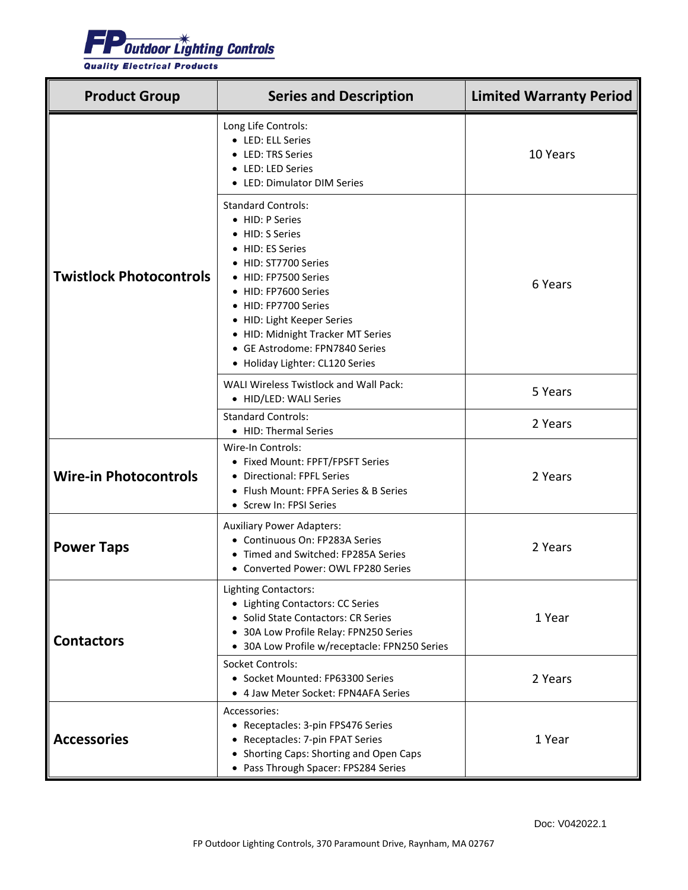**FP Outdoor Lighting Controls**

**Quality Electrical Products**

| Product Group | Series and Description | Limited Warranty Period |
|---|---|---|
| **Twistlock Photocontrols** | Long Life Controls:<br>• LED: ELL Series<br>• LED: TRS Series<br>• LED: LED Series<br>• LED: Dimulator DIM Series | 10 Years |
| | Standard Controls:<br>• HID: P Series<br>• HID: S Series<br>• HID: ES Series<br>• HID: ST7700 Series<br>• HID: FP7500 Series<br>• HID: FP7600 Series<br>• HID: FP7700 Series<br>• HID: Light Keeper Series<br>• HID: Midnight Tracker MT Series<br>• GE Astrodome: FPN7840 Series<br>• Holiday Lighter: CL120 Series | 6 Years |
| | WALI Wireless Twistlock and Wall Pack:<br>• HID/LED: WALI Series | 5 Years |
| | Standard Controls:<br>• HID: Thermal Series | 2 Years |
| **Wire-in Photocontrols** | Wire-In Controls:<br>• Fixed Mount: FPFT/FPSFT Series<br>• Directional: FPFL Series<br>• Flush Mount: FPFA Series & B Series<br>• Screw In: FPSI Series | 2 Years |
| **Power Taps** | Auxiliary Power Adapters:<br>• Continuous On: FP283A Series<br>• Timed and Switched: FP285A Series<br>• Converted Power: OWL FP280 Series | 2 Years |
| **Contactors** | Lighting Contactors:<br>• Lighting Contactors: CC Series<br>• Solid State Contactors: CR Series<br>• 30A Low Profile Relay: FPN250 Series<br>• 30A Low Profile w/receptacle: FPN250 Series | 1 Year |
| | Socket Controls:<br>• Socket Mounted: FP63300 Series<br>• 4 Jaw Meter Socket: FPN4AFA Series | 2 Years |
| **Accessories** | Accessories:<br>• Receptacles: 3-pin FPS476 Series<br>• Receptacles: 7-pin FPAT Series<br>• Shorting Caps: Shorting and Open Caps<br>• Pass Through Spacer: FPS284 Series | 1 Year |

Doc: V042022.1

FP Outdoor Lighting Controls, 370 Paramount Drive, Raynham, MA 02767